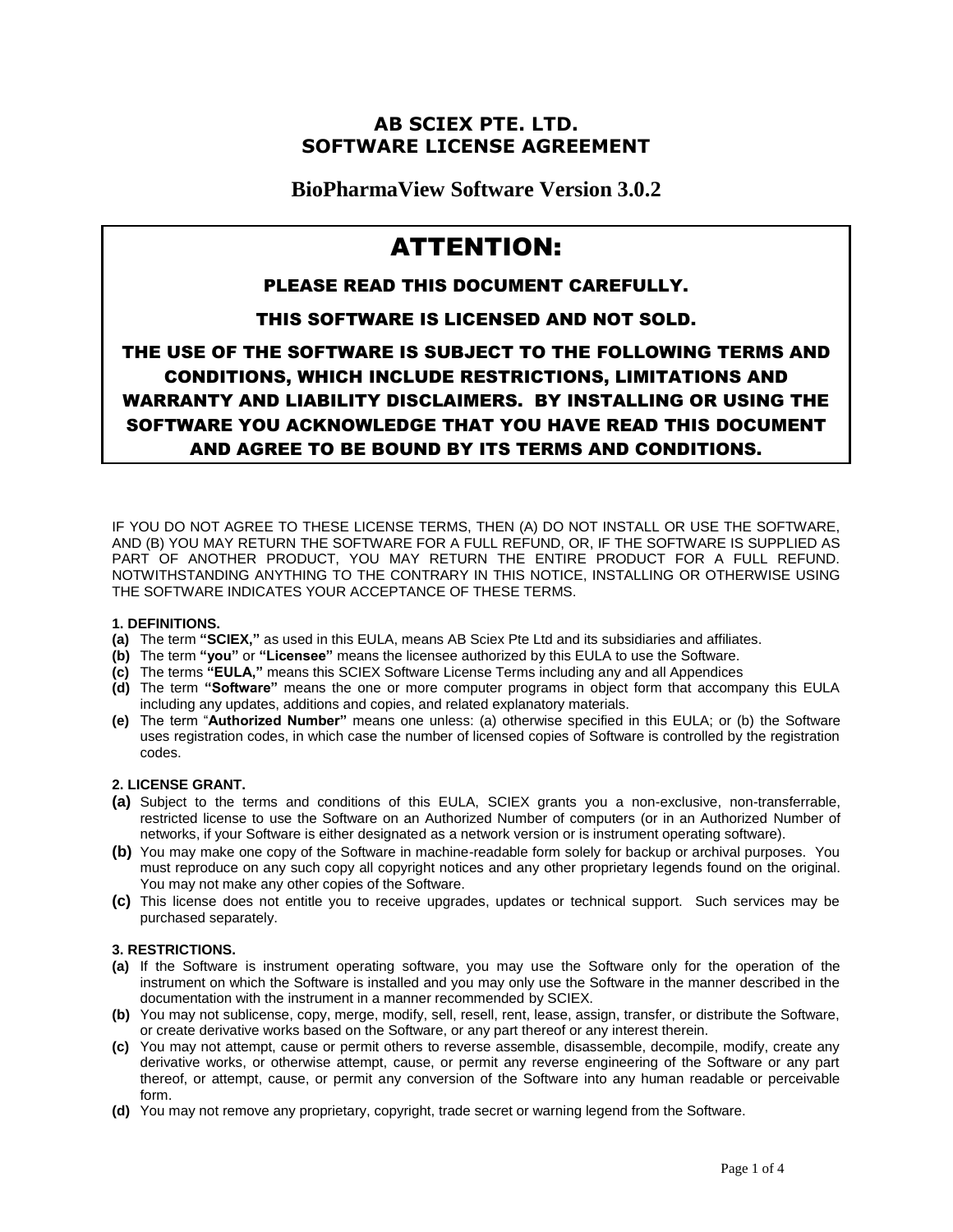# AB SCIEX PTE. LTD.
# SOFTWARE LICENSE AGREEMENT

## BioPharmaView Software Version 3.0.2

## ATTENTION:

**PLEASE READ THIS DOCUMENT CAREFULLY.**

**THIS SOFTWARE IS LICENSED AND NOT SOLD.**

**THE USE OF THE SOFTWARE IS SUBJECT TO THE FOLLOWING TERMS AND CONDITIONS, WHICH INCLUDE RESTRICTIONS, LIMITATIONS AND WARRANTY AND LIABILITY DISCLAIMERS. BY INSTALLING OR USING THE SOFTWARE YOU ACKNOWLEDGE THAT YOU HAVE READ THIS DOCUMENT AND AGREE TO BE BOUND BY ITS TERMS AND CONDITIONS.**

IF YOU DO NOT AGREE TO THESE LICENSE TERMS, THEN (A) DO NOT INSTALL OR USE THE SOFTWARE, AND (B) YOU MAY RETURN THE SOFTWARE FOR A FULL REFUND, OR, IF THE SOFTWARE IS SUPPLIED AS PART OF ANOTHER PRODUCT, YOU MAY RETURN THE ENTIRE PRODUCT FOR A FULL REFUND. NOTWITHSTANDING ANYTHING TO THE CONTRARY IN THIS NOTICE, INSTALLING OR OTHERWISE USING THE SOFTWARE INDICATES YOUR ACCEPTANCE OF THESE TERMS.

**1. DEFINITIONS.**

**(a)** The term **"SCIEX,"** as used in this EULA, means AB Sciex Pte Ltd and its subsidiaries and affiliates.

**(b)** The term **"you"** or **"Licensee"** means the licensee authorized by this EULA to use the Software.

**(c)** The terms **"EULA,"** means this SCIEX Software License Terms including any and all Appendices

**(d)** The term **"Software"** means the one or more computer programs in object form that accompany this EULA including any updates, additions and copies, and related explanatory materials.

**(e)** The term "**Authorized Number"** means one unless: (a) otherwise specified in this EULA; or (b) the Software uses registration codes, in which case the number of licensed copies of Software is controlled by the registration codes.

**2. LICENSE GRANT.**

**(a)** Subject to the terms and conditions of this EULA, SCIEX grants you a non-exclusive, non-transferrable, restricted license to use the Software on an Authorized Number of computers (or in an Authorized Number of networks, if your Software is either designated as a network version or is instrument operating software).

**(b)** You may make one copy of the Software in machine-readable form solely for backup or archival purposes. You must reproduce on any such copy all copyright notices and any other proprietary legends found on the original. You may not make any other copies of the Software.

**(c)** This license does not entitle you to receive upgrades, updates or technical support. Such services may be purchased separately.

**3. RESTRICTIONS.**

**(a)** If the Software is instrument operating software, you may use the Software only for the operation of the instrument on which the Software is installed and you may only use the Software in the manner described in the documentation with the instrument in a manner recommended by SCIEX.

**(b)** You may not sublicense, copy, merge, modify, sell, resell, rent, lease, assign, transfer, or distribute the Software, or create derivative works based on the Software, or any part thereof or any interest therein.

**(c)** You may not attempt, cause or permit others to reverse assemble, disassemble, decompile, modify, create any derivative works, or otherwise attempt, cause, or permit any reverse engineering of the Software or any part thereof, or attempt, cause, or permit any conversion of the Software into any human readable or perceivable form.

**(d)** You may not remove any proprietary, copyright, trade secret or warning legend from the Software.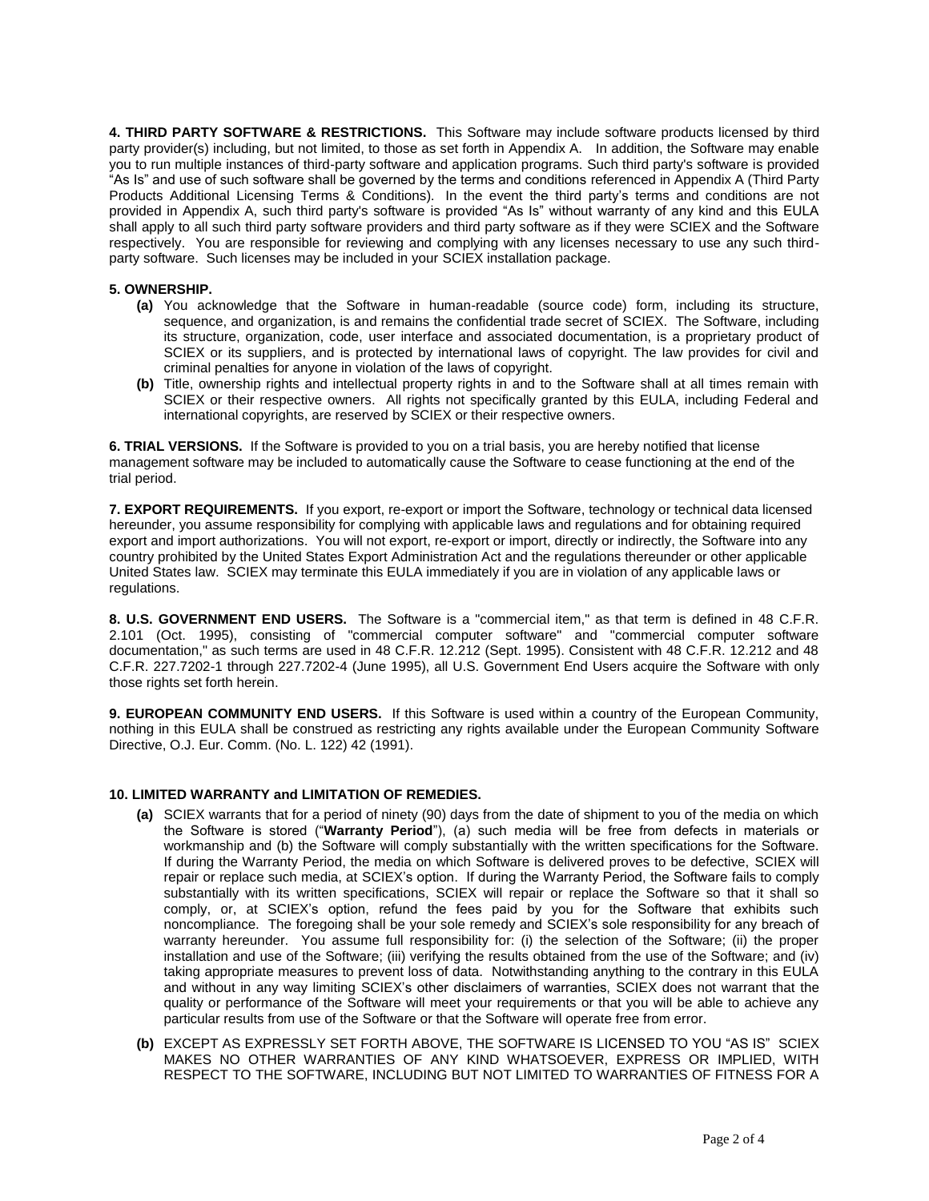**4. THIRD PARTY SOFTWARE & RESTRICTIONS.** This Software may include software products licensed by third party provider(s) including, but not limited, to those as set forth in Appendix A. In addition, the Software may enable you to run multiple instances of third-party software and application programs. Such third party's software is provided "As Is" and use of such software shall be governed by the terms and conditions referenced in Appendix A (Third Party Products Additional Licensing Terms & Conditions). In the event the third party's terms and conditions are not provided in Appendix A, such third party's software is provided "As Is" without warranty of any kind and this EULA shall apply to all such third party software providers and third party software as if they were SCIEX and the Software respectively. You are responsible for reviewing and complying with any licenses necessary to use any such third-party software. Such licenses may be included in your SCIEX installation package.

**5. OWNERSHIP.**

- **(a)** You acknowledge that the Software in human-readable (source code) form, including its structure, sequence, and organization, is and remains the confidential trade secret of SCIEX. The Software, including its structure, organization, code, user interface and associated documentation, is a proprietary product of SCIEX or its suppliers, and is protected by international laws of copyright. The law provides for civil and criminal penalties for anyone in violation of the laws of copyright.
- **(b)** Title, ownership rights and intellectual property rights in and to the Software shall at all times remain with SCIEX or their respective owners. All rights not specifically granted by this EULA, including Federal and international copyrights, are reserved by SCIEX or their respective owners.

**6. TRIAL VERSIONS.** If the Software is provided to you on a trial basis, you are hereby notified that license management software may be included to automatically cause the Software to cease functioning at the end of the trial period.

**7. EXPORT REQUIREMENTS.** If you export, re-export or import the Software, technology or technical data licensed hereunder, you assume responsibility for complying with applicable laws and regulations and for obtaining required export and import authorizations. You will not export, re-export or import, directly or indirectly, the Software into any country prohibited by the United States Export Administration Act and the regulations thereunder or other applicable United States law. SCIEX may terminate this EULA immediately if you are in violation of any applicable laws or regulations.

**8. U.S. GOVERNMENT END USERS.** The Software is a "commercial item," as that term is defined in 48 C.F.R. 2.101 (Oct. 1995), consisting of "commercial computer software" and "commercial computer software documentation," as such terms are used in 48 C.F.R. 12.212 (Sept. 1995). Consistent with 48 C.F.R. 12.212 and 48 C.F.R. 227.7202-1 through 227.7202-4 (June 1995), all U.S. Government End Users acquire the Software with only those rights set forth herein.

**9. EUROPEAN COMMUNITY END USERS.** If this Software is used within a country of the European Community, nothing in this EULA shall be construed as restricting any rights available under the European Community Software Directive, O.J. Eur. Comm. (No. L. 122) 42 (1991).

**10. LIMITED WARRANTY and LIMITATION OF REMEDIES.**

- **(a)** SCIEX warrants that for a period of ninety (90) days from the date of shipment to you of the media on which the Software is stored ("**Warranty Period**"), (a) such media will be free from defects in materials or workmanship and (b) the Software will comply substantially with the written specifications for the Software. If during the Warranty Period, the media on which Software is delivered proves to be defective, SCIEX will repair or replace such media, at SCIEX's option. If during the Warranty Period, the Software fails to comply substantially with its written specifications, SCIEX will repair or replace the Software so that it shall so comply, or, at SCIEX's option, refund the fees paid by you for the Software that exhibits such noncompliance. The foregoing shall be your sole remedy and SCIEX's sole responsibility for any breach of warranty hereunder. You assume full responsibility for: (i) the selection of the Software; (ii) the proper installation and use of the Software; (iii) verifying the results obtained from the use of the Software; and (iv) taking appropriate measures to prevent loss of data. Notwithstanding anything to the contrary in this EULA and without in any way limiting SCIEX's other disclaimers of warranties, SCIEX does not warrant that the quality or performance of the Software will meet your requirements or that you will be able to achieve any particular results from use of the Software or that the Software will operate free from error.
- **(b)** EXCEPT AS EXPRESSLY SET FORTH ABOVE, THE SOFTWARE IS LICENSED TO YOU "AS IS" SCIEX MAKES NO OTHER WARRANTIES OF ANY KIND WHATSOEVER, EXPRESS OR IMPLIED, WITH RESPECT TO THE SOFTWARE, INCLUDING BUT NOT LIMITED TO WARRANTIES OF FITNESS FOR A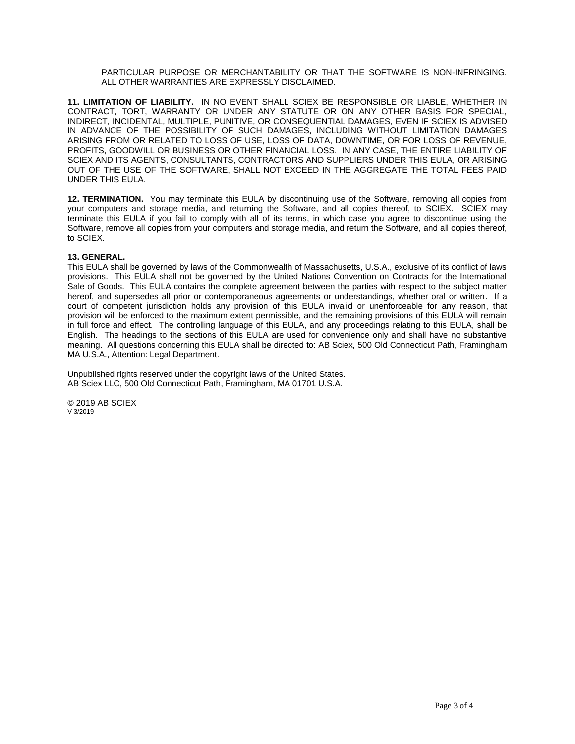PARTICULAR PURPOSE OR MERCHANTABILITY OR THAT THE SOFTWARE IS NON-INFRINGING. ALL OTHER WARRANTIES ARE EXPRESSLY DISCLAIMED.

**11. LIMITATION OF LIABILITY.** IN NO EVENT SHALL SCIEX BE RESPONSIBLE OR LIABLE, WHETHER IN CONTRACT, TORT, WARRANTY OR UNDER ANY STATUTE OR ON ANY OTHER BASIS FOR SPECIAL, INDIRECT, INCIDENTAL, MULTIPLE, PUNITIVE, OR CONSEQUENTIAL DAMAGES, EVEN IF SCIEX IS ADVISED IN ADVANCE OF THE POSSIBILITY OF SUCH DAMAGES, INCLUDING WITHOUT LIMITATION DAMAGES ARISING FROM OR RELATED TO LOSS OF USE, LOSS OF DATA, DOWNTIME, OR FOR LOSS OF REVENUE, PROFITS, GOODWILL OR BUSINESS OR OTHER FINANCIAL LOSS. IN ANY CASE, THE ENTIRE LIABILITY OF SCIEX AND ITS AGENTS, CONSULTANTS, CONTRACTORS AND SUPPLIERS UNDER THIS EULA, OR ARISING OUT OF THE USE OF THE SOFTWARE, SHALL NOT EXCEED IN THE AGGREGATE THE TOTAL FEES PAID UNDER THIS EULA.

**12. TERMINATION.** You may terminate this EULA by discontinuing use of the Software, removing all copies from your computers and storage media, and returning the Software, and all copies thereof, to SCIEX. SCIEX may terminate this EULA if you fail to comply with all of its terms, in which case you agree to discontinue using the Software, remove all copies from your computers and storage media, and return the Software, and all copies thereof, to SCIEX.

**13. GENERAL.**
This EULA shall be governed by laws of the Commonwealth of Massachusetts, U.S.A., exclusive of its conflict of laws provisions. This EULA shall not be governed by the United Nations Convention on Contracts for the International Sale of Goods. This EULA contains the complete agreement between the parties with respect to the subject matter hereof, and supersedes all prior or contemporaneous agreements or understandings, whether oral or written. If a court of competent jurisdiction holds any provision of this EULA invalid or unenforceable for any reason, that provision will be enforced to the maximum extent permissible, and the remaining provisions of this EULA will remain in full force and effect. The controlling language of this EULA, and any proceedings relating to this EULA, shall be English. The headings to the sections of this EULA are used for convenience only and shall have no substantive meaning. All questions concerning this EULA shall be directed to: AB Sciex, 500 Old Connecticut Path, Framingham MA U.S.A., Attention: Legal Department.

Unpublished rights reserved under the copyright laws of the United States.
AB Sciex LLC, 500 Old Connecticut Path, Framingham, MA 01701 U.S.A.

© 2019 AB SCIEX
V 3/2019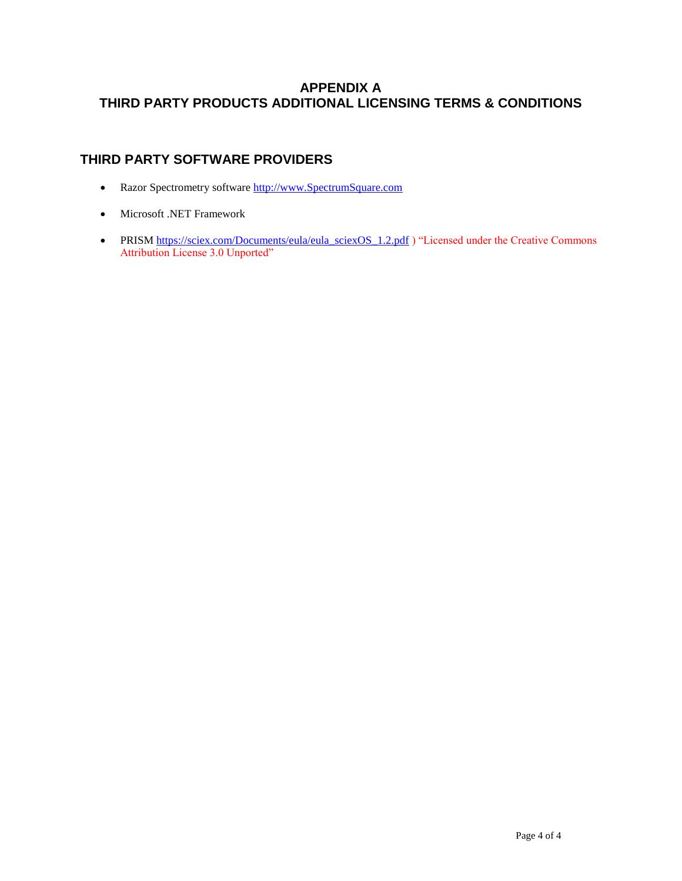# APPENDIX A
# THIRD PARTY PRODUCTS ADDITIONAL LICENSING TERMS & CONDITIONS

## THIRD PARTY SOFTWARE PROVIDERS

- Razor Spectrometry software http://www.SpectrumSquare.com
- Microsoft .NET Framework
- PRISM https://sciex.com/Documents/eula/eula_sciexOS_1.2.pdf ) "Licensed under the Creative Commons Attribution License 3.0 Unported"